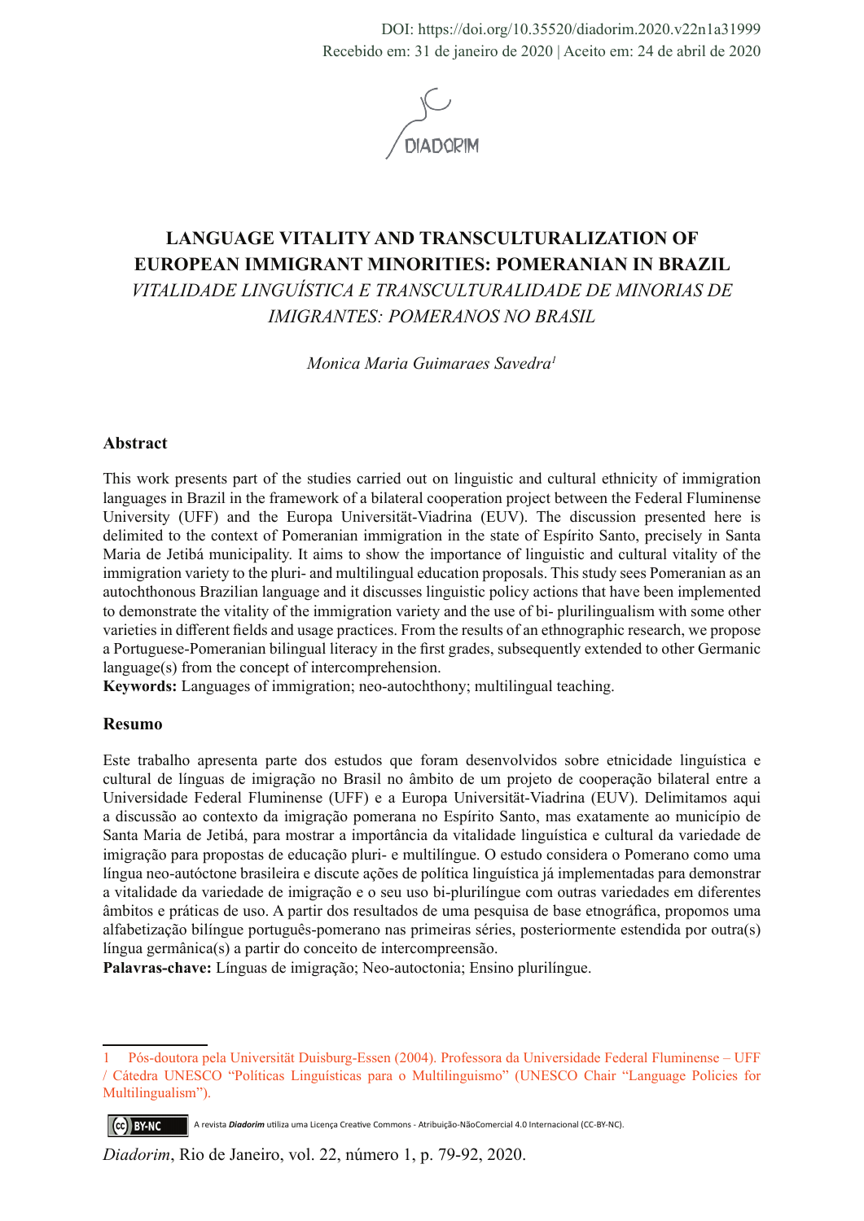DOI: https://doi.org/10.35520/diadorim.2020.v22n1a31999
Recebido em: 31 de janeiro de 2020 | Aceito em: 24 de abril de 2020

# LANGUAGE VITALITY AND TRANSCULTURALIZATION OF EUROPEAN IMMIGRANT MINORITIES: POMERANIAN IN BRAZIL

## *VITALIDADE LINGUÍSTICA E TRANSCULTURALIDADE DE MINORIAS DE IMIGRANTES: POMERANOS NO BRASIL*

*Monica Maria Guimaraes Savedra*[1]

### Abstract

This work presents part of the studies carried out on linguistic and cultural ethnicity of immigration languages in Brazil in the framework of a bilateral cooperation project between the Federal Fluminense University (UFF) and the Europa Universität-Viadrina (EUV). The discussion presented here is delimited to the context of Pomeranian immigration in the state of Espírito Santo, precisely in Santa Maria de Jetibá municipality. It aims to show the importance of linguistic and cultural vitality of the immigration variety to the pluri- and multilingual education proposals. This study sees Pomeranian as an autochthonous Brazilian language and it discusses linguistic policy actions that have been implemented to demonstrate the vitality of the immigration variety and the use of bi- plurilingualism with some other varieties in different fields and usage practices. From the results of an ethnographic research, we propose a Portuguese-Pomeranian bilingual literacy in the first grades, subsequently extended to other Germanic language(s) from the concept of intercomprehension.

**Keywords:** Languages of immigration; neo-autochthony; multilingual teaching.

### Resumo

Este trabalho apresenta parte dos estudos que foram desenvolvidos sobre etnicidade linguística e cultural de línguas de imigração no Brasil no âmbito de um projeto de cooperação bilateral entre a Universidade Federal Fluminense (UFF) e a Europa Universität-Viadrina (EUV). Delimitamos aqui a discussão ao contexto da imigração pomerana no Espírito Santo, mas exatamente ao município de Santa Maria de Jetibá, para mostrar a importância da vitalidade linguística e cultural da variedade de imigração para propostas de educação pluri- e multilíngue. O estudo considera o Pomerano como uma língua neo-autóctone brasileira e discute ações de política linguística já implementadas para demonstrar a vitalidade da variedade de imigração e o seu uso bi-plurilíngue com outras variedades em diferentes âmbitos e práticas de uso. A partir dos resultados de uma pesquisa de base etnográfica, propomos uma alfabetização bilíngue português-pomerano nas primeiras séries, posteriormente estendida por outra(s) língua germânica(s) a partir do conceito de intercompreensão.

**Palavras-chave:** Línguas de imigração; Neo-autoctonia; Ensino plurilíngue.

---

1 Pós-doutora pela Universität Duisburg-Essen (2004). Professora da Universidade Federal Fluminense – UFF / Cátedra UNESCO "Políticas Linguísticas para o Multilinguismo" (UNESCO Chair "Language Policies for Multilingualism").

A revista *Diadorim* utiliza uma Licença Creative Commons - Atribuição-NãoComercial 4.0 Internacional (CC-BY-NC).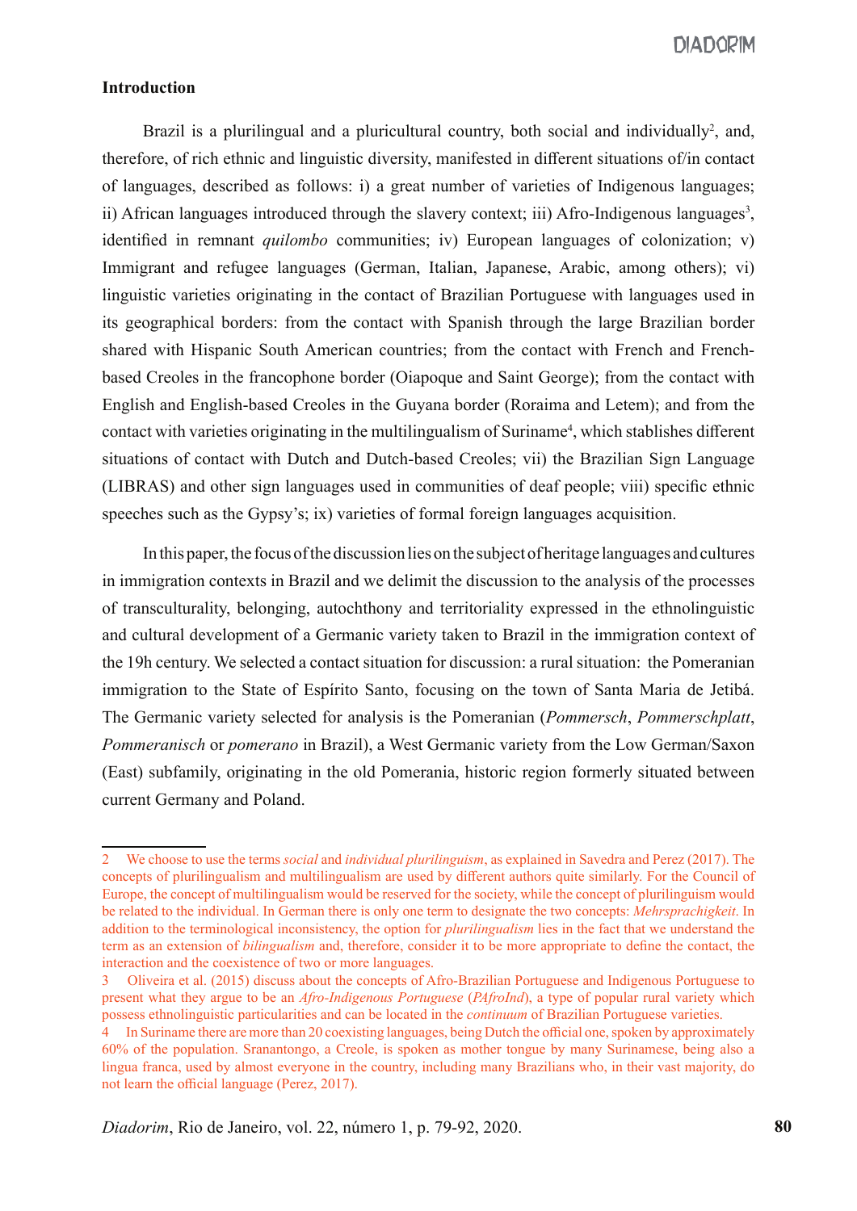## Introduction

Brazil is a plurilingual and a pluricultural country, both social and individually[2], and, therefore, of rich ethnic and linguistic diversity, manifested in different situations of/in contact of languages, described as follows: i) a great number of varieties of Indigenous languages; ii) African languages introduced through the slavery context; iii) Afro-Indigenous languages[3], identified in remnant *quilombo* communities; iv) European languages of colonization; v) Immigrant and refugee languages (German, Italian, Japanese, Arabic, among others); vi) linguistic varieties originating in the contact of Brazilian Portuguese with languages used in its geographical borders: from the contact with Spanish through the large Brazilian border shared with Hispanic South American countries; from the contact with French and French-based Creoles in the francophone border (Oiapoque and Saint George); from the contact with English and English-based Creoles in the Guyana border (Roraima and Letem); and from the contact with varieties originating in the multilingualism of Suriname[4], which stablishes different situations of contact with Dutch and Dutch-based Creoles; vii) the Brazilian Sign Language (LIBRAS) and other sign languages used in communities of deaf people; viii) specific ethnic speeches such as the Gypsy's; ix) varieties of formal foreign languages acquisition.

In this paper, the focus of the discussion lies on the subject of heritage languages and cultures in immigration contexts in Brazil and we delimit the discussion to the analysis of the processes of transculturality, belonging, autochthony and territoriality expressed in the ethnolinguistic and cultural development of a Germanic variety taken to Brazil in the immigration context of the 19h century. We selected a contact situation for discussion: a rural situation: the Pomeranian immigration to the State of Espírito Santo, focusing on the town of Santa Maria de Jetibá. The Germanic variety selected for analysis is the Pomeranian (*Pommersch*, *Pommerschplatt*, *Pommeranisch* or *pomerano* in Brazil), a West Germanic variety from the Low German/Saxon (East) subfamily, originating in the old Pomerania, historic region formerly situated between current Germany and Poland.

---

2 We choose to use the terms *social* and *individual plurilinguism*, as explained in Savedra and Perez (2017). The concepts of plurilingualism and multilingualism are used by different authors quite similarly. For the Council of Europe, the concept of multilingualism would be reserved for the society, while the concept of plurilinguism would be related to the individual. In German there is only one term to designate the two concepts: *Mehrsprachigkeit*. In addition to the terminological inconsistency, the option for *plurilingualism* lies in the fact that we understand the term as an extension of *bilingualism* and, therefore, consider it to be more appropriate to define the contact, the interaction and the coexistence of two or more languages.

3 Oliveira et al. (2015) discuss about the concepts of Afro-Brazilian Portuguese and Indigenous Portuguese to present what they argue to be an *Afro-Indigenous Portuguese* (*PAfroInd*), a type of popular rural variety which possess ethnolinguistic particularities and can be located in the *continuum* of Brazilian Portuguese varieties.

4 In Suriname there are more than 20 coexisting languages, being Dutch the official one, spoken by approximately 60% of the population. Sranantongo, a Creole, is spoken as mother tongue by many Surinamese, being also a lingua franca, used by almost everyone in the country, including many Brazilians who, in their vast majority, do not learn the official language (Perez, 2017).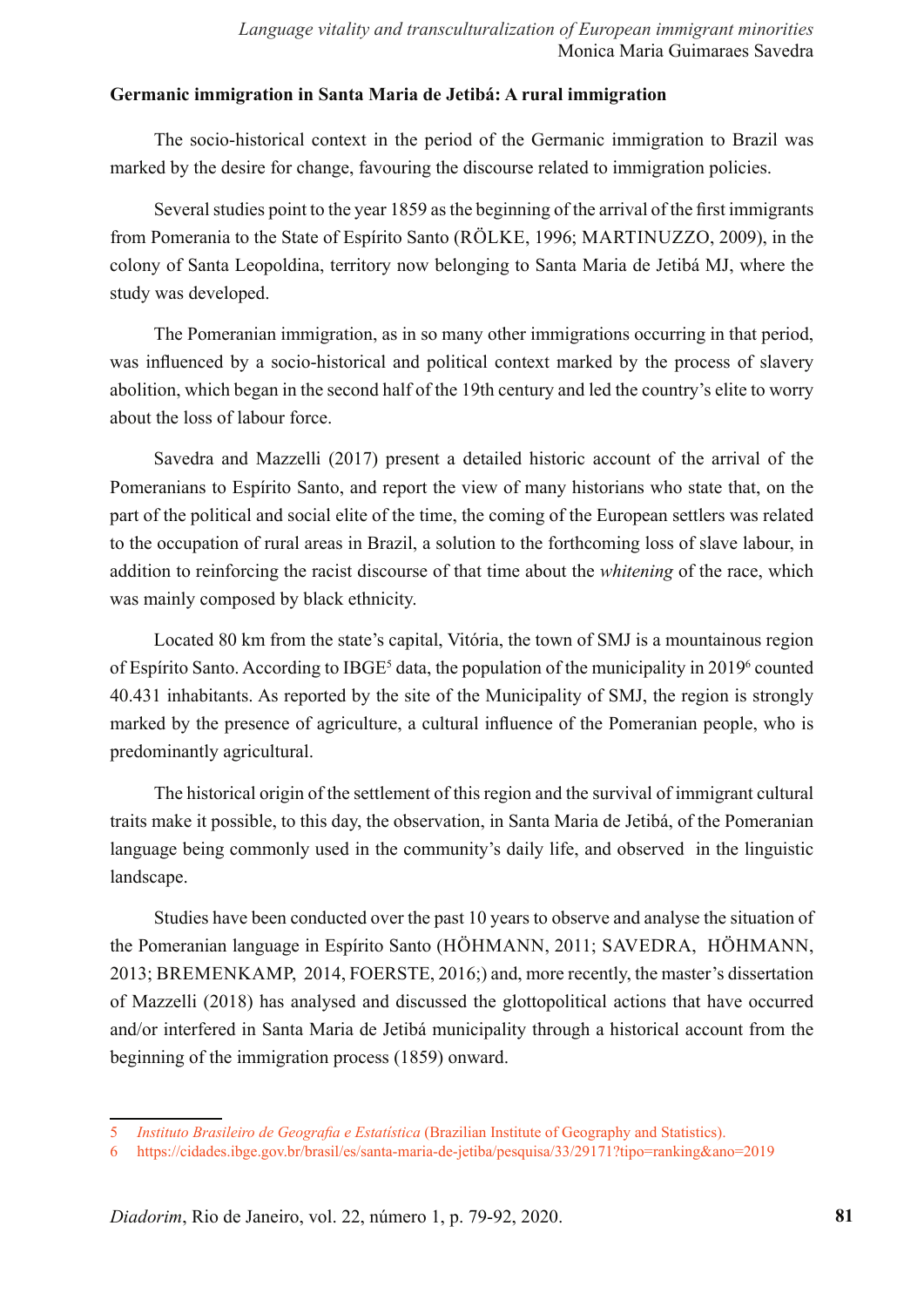**Germanic immigration in Santa Maria de Jetibá: A rural immigration**

The socio-historical context in the period of the Germanic immigration to Brazil was marked by the desire for change, favouring the discourse related to immigration policies.

Several studies point to the year 1859 as the beginning of the arrival of the first immigrants from Pomerania to the State of Espírito Santo (RÖLKE, 1996; MARTINUZZO, 2009), in the colony of Santa Leopoldina, territory now belonging to Santa Maria de Jetibá MJ, where the study was developed.

The Pomeranian immigration, as in so many other immigrations occurring in that period, was influenced by a socio-historical and political context marked by the process of slavery abolition, which began in the second half of the 19th century and led the country's elite to worry about the loss of labour force.

Savedra and Mazzelli (2017) present a detailed historic account of the arrival of the Pomeranians to Espírito Santo, and report the view of many historians who state that, on the part of the political and social elite of the time, the coming of the European settlers was related to the occupation of rural areas in Brazil, a solution to the forthcoming loss of slave labour, in addition to reinforcing the racist discourse of that time about the *whitening* of the race, which was mainly composed by black ethnicity.

Located 80 km from the state's capital, Vitória, the town of SMJ is a mountainous region of Espírito Santo. According to IBGE[5] data, the population of the municipality in 2019[6] counted 40.431 inhabitants. As reported by the site of the Municipality of SMJ, the region is strongly marked by the presence of agriculture, a cultural influence of the Pomeranian people, who is predominantly agricultural.

The historical origin of the settlement of this region and the survival of immigrant cultural traits make it possible, to this day, the observation, in Santa Maria de Jetibá, of the Pomeranian language being commonly used in the community's daily life, and observed in the linguistic landscape.

Studies have been conducted over the past 10 years to observe and analyse the situation of the Pomeranian language in Espírito Santo (HÖHMANN, 2011; SAVEDRA, HÖHMANN, 2013; BREMENKAMP, 2014, FOERSTE, 2016;) and, more recently, the master's dissertation of Mazzelli (2018) has analysed and discussed the glottopolitical actions that have occurred and/or interfered in Santa Maria de Jetibá municipality through a historical account from the beginning of the immigration process (1859) onward.

---

5 *Instituto Brasileiro de Geografia e Estatística* (Brazilian Institute of Geography and Statistics).

6 https://cidades.ibge.gov.br/brasil/es/santa-maria-de-jetiba/pesquisa/33/29171?tipo=ranking&ano=2019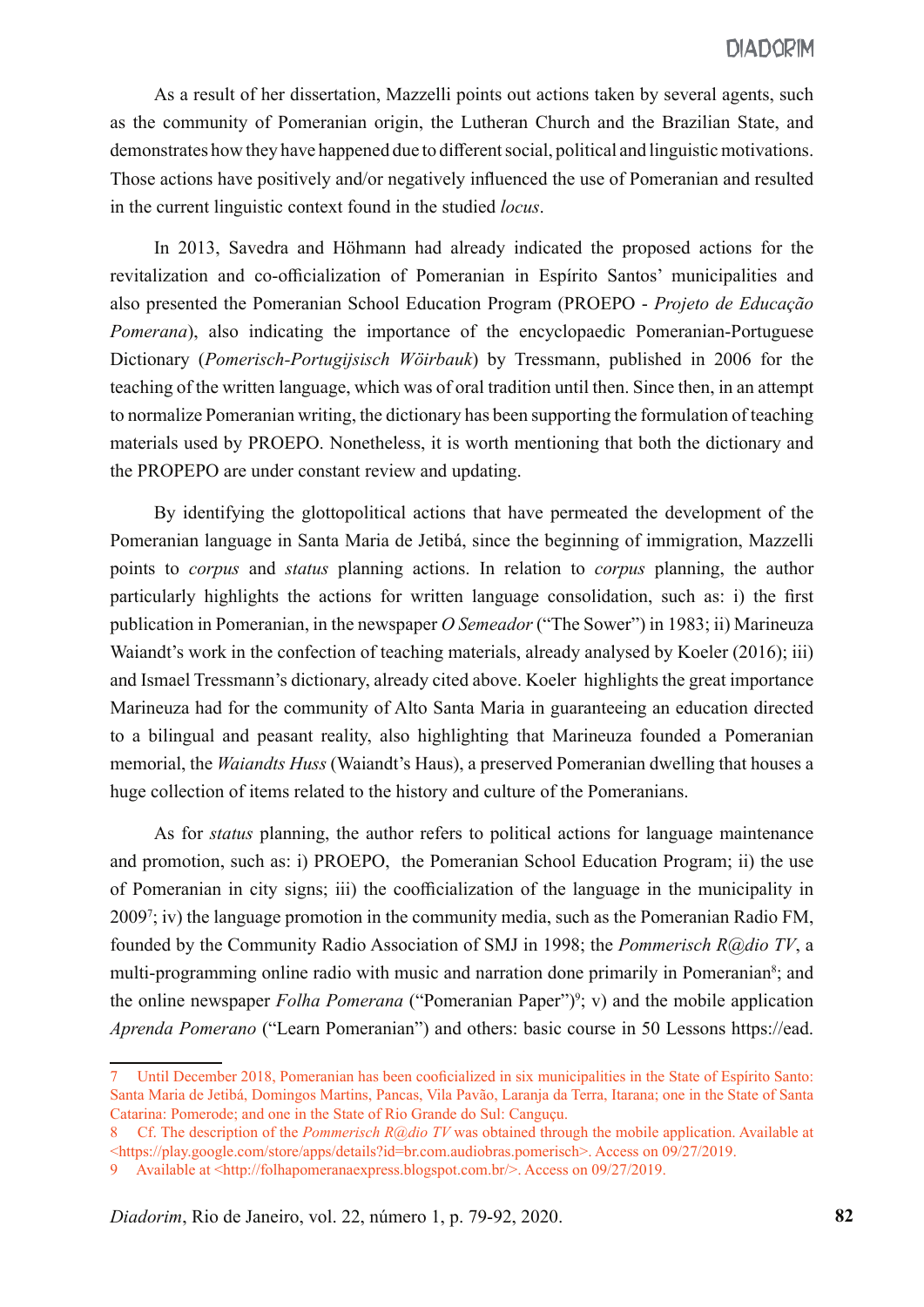As a result of her dissertation, Mazzelli points out actions taken by several agents, such as the community of Pomeranian origin, the Lutheran Church and the Brazilian State, and demonstrates how they have happened due to different social, political and linguistic motivations. Those actions have positively and/or negatively influenced the use of Pomeranian and resulted in the current linguistic context found in the studied *locus*.

In 2013, Savedra and Höhmann had already indicated the proposed actions for the revitalization and co-officialization of Pomeranian in Espírito Santos' municipalities and also presented the Pomeranian School Education Program (PROEPO - *Projeto de Educação Pomerana*), also indicating the importance of the encyclopaedic Pomeranian-Portuguese Dictionary (*Pomerisch-Portugijsisch Wöirbauk*) by Tressmann, published in 2006 for the teaching of the written language, which was of oral tradition until then. Since then, in an attempt to normalize Pomeranian writing, the dictionary has been supporting the formulation of teaching materials used by PROEPO. Nonetheless, it is worth mentioning that both the dictionary and the PROPEPO are under constant review and updating.

By identifying the glottopolitical actions that have permeated the development of the Pomeranian language in Santa Maria de Jetibá, since the beginning of immigration, Mazzelli points to *corpus* and *status* planning actions. In relation to *corpus* planning, the author particularly highlights the actions for written language consolidation, such as: i) the first publication in Pomeranian, in the newspaper *O Semeador* ("The Sower") in 1983; ii) Marineuza Waiandt's work in the confection of teaching materials, already analysed by Koeler (2016); iii) and Ismael Tressmann's dictionary, already cited above. Koeler highlights the great importance Marineuza had for the community of Alto Santa Maria in guaranteeing an education directed to a bilingual and peasant reality, also highlighting that Marineuza founded a Pomeranian memorial, the *Waiandts Huss* (Waiandt's Haus), a preserved Pomeranian dwelling that houses a huge collection of items related to the history and culture of the Pomeranians.

As for *status* planning, the author refers to political actions for language maintenance and promotion, such as: i) PROEPO, the Pomeranian School Education Program; ii) the use of Pomeranian in city signs; iii) the coofficialization of the language in the municipality in 2009[7]; iv) the language promotion in the community media, such as the Pomeranian Radio FM, founded by the Community Radio Association of SMJ in 1998; the *Pommerisch R@dio TV*, a multi-programming online radio with music and narration done primarily in Pomeranian[8]; and the online newspaper *Folha Pomerana* ("Pomeranian Paper")[9]; v) and the mobile application *Aprenda Pomerano* ("Learn Pomeranian") and others: basic course in 50 Lessons https://ead.

---

7 Until December 2018, Pomeranian has been coficialized in six municipalities in the State of Espírito Santo: Santa Maria de Jetibá, Domingos Martins, Pancas, Vila Pavão, Laranja da Terra, Itarana; one in the State of Santa Catarina: Pomerode; and one in the State of Rio Grande do Sul: Canguçu.

8 Cf. The description of the *Pommerisch R@dio TV* was obtained through the mobile application. Available at <https://play.google.com/store/apps/details?id=br.com.audiobras.pomerisch>. Access on 09/27/2019.

9 Available at <http://folhapomeranaexpress.blogspot.com.br/>. Access on 09/27/2019.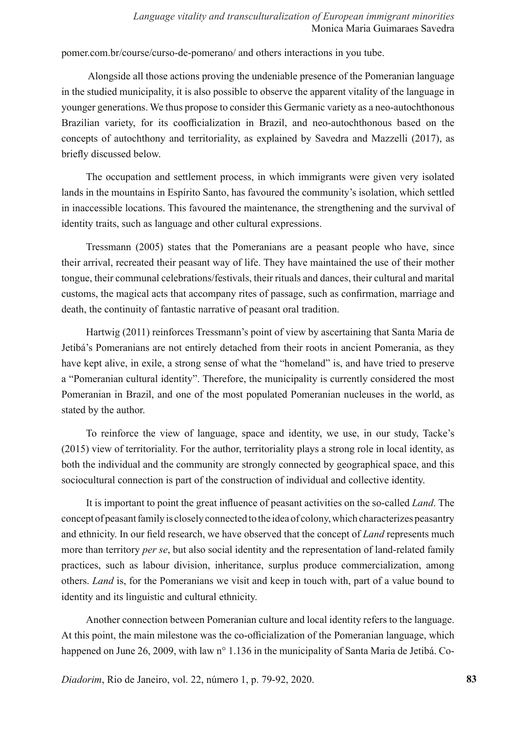pomer.com.br/course/curso-de-pomerano/ and others interactions in you tube.

Alongside all those actions proving the undeniable presence of the Pomeranian language in the studied municipality, it is also possible to observe the apparent vitality of the language in younger generations. We thus propose to consider this Germanic variety as a neo-autochthonous Brazilian variety, for its coofficialization in Brazil, and neo-autochthonous based on the concepts of autochthony and territoriality, as explained by Savedra and Mazzelli (2017), as briefly discussed below.

The occupation and settlement process, in which immigrants were given very isolated lands in the mountains in Espírito Santo, has favoured the community's isolation, which settled in inaccessible locations. This favoured the maintenance, the strengthening and the survival of identity traits, such as language and other cultural expressions.

Tressmann (2005) states that the Pomeranians are a peasant people who have, since their arrival, recreated their peasant way of life. They have maintained the use of their mother tongue, their communal celebrations/festivals, their rituals and dances, their cultural and marital customs, the magical acts that accompany rites of passage, such as confirmation, marriage and death, the continuity of fantastic narrative of peasant oral tradition.

Hartwig (2011) reinforces Tressmann's point of view by ascertaining that Santa Maria de Jetibá's Pomeranians are not entirely detached from their roots in ancient Pomerania, as they have kept alive, in exile, a strong sense of what the "homeland" is, and have tried to preserve a "Pomeranian cultural identity". Therefore, the municipality is currently considered the most Pomeranian in Brazil, and one of the most populated Pomeranian nucleuses in the world, as stated by the author.

To reinforce the view of language, space and identity, we use, in our study, Tacke's (2015) view of territoriality. For the author, territoriality plays a strong role in local identity, as both the individual and the community are strongly connected by geographical space, and this sociocultural connection is part of the construction of individual and collective identity.

It is important to point the great influence of peasant activities on the so-called *Land*. The concept of peasant family is closely connected to the idea of colony, which characterizes peasantry and ethnicity. In our field research, we have observed that the concept of *Land* represents much more than territory *per se*, but also social identity and the representation of land-related family practices, such as labour division, inheritance, surplus produce commercialization, among others. *Land* is, for the Pomeranians we visit and keep in touch with, part of a value bound to identity and its linguistic and cultural ethnicity.

Another connection between Pomeranian culture and local identity refers to the language. At this point, the main milestone was the co-officialization of the Pomeranian language, which happened on June 26, 2009, with law n° 1.136 in the municipality of Santa Maria de Jetibá. Co-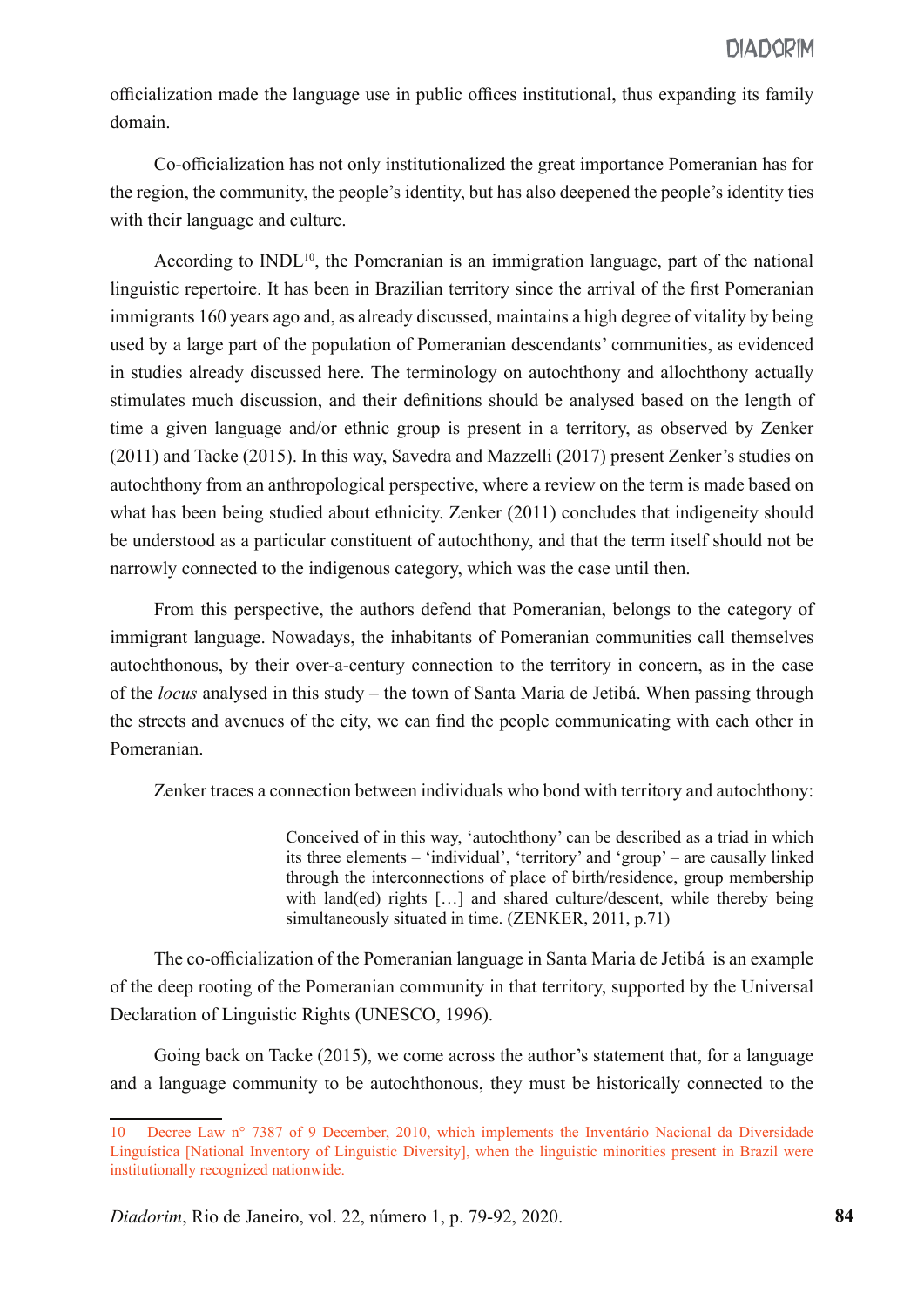officialization made the language use in public offices institutional, thus expanding its family domain.

Co-officialization has not only institutionalized the great importance Pomeranian has for the region, the community, the people's identity, but has also deepened the people's identity ties with their language and culture.

According to INDL[10], the Pomeranian is an immigration language, part of the national linguistic repertoire. It has been in Brazilian territory since the arrival of the first Pomeranian immigrants 160 years ago and, as already discussed, maintains a high degree of vitality by being used by a large part of the population of Pomeranian descendants' communities, as evidenced in studies already discussed here. The terminology on autochthony and allochthony actually stimulates much discussion, and their definitions should be analysed based on the length of time a given language and/or ethnic group is present in a territory, as observed by Zenker (2011) and Tacke (2015). In this way, Savedra and Mazzelli (2017) present Zenker's studies on autochthony from an anthropological perspective, where a review on the term is made based on what has been being studied about ethnicity. Zenker (2011) concludes that indigeneity should be understood as a particular constituent of autochthony, and that the term itself should not be narrowly connected to the indigenous category, which was the case until then.

From this perspective, the authors defend that Pomeranian, belongs to the category of immigrant language. Nowadays, the inhabitants of Pomeranian communities call themselves autochthonous, by their over-a-century connection to the territory in concern, as in the case of the *locus* analysed in this study – the town of Santa Maria de Jetibá. When passing through the streets and avenues of the city, we can find the people communicating with each other in Pomeranian.

Zenker traces a connection between individuals who bond with territory and autochthony:

> Conceived of in this way, 'autochthony' can be described as a triad in which its three elements – 'individual', 'territory' and 'group' – are causally linked through the interconnections of place of birth/residence, group membership with land(ed) rights […] and shared culture/descent, while thereby being simultaneously situated in time. (ZENKER, 2011, p.71)

The co-officialization of the Pomeranian language in Santa Maria de Jetibá is an example of the deep rooting of the Pomeranian community in that territory, supported by the Universal Declaration of Linguistic Rights (UNESCO, 1996).

Going back on Tacke (2015), we come across the author's statement that, for a language and a language community to be autochthonous, they must be historically connected to the

---

10 Decree Law n° 7387 of 9 December, 2010, which implements the Inventário Nacional da Diversidade Linguística [National Inventory of Linguistic Diversity], when the linguistic minorities present in Brazil were institutionally recognized nationwide.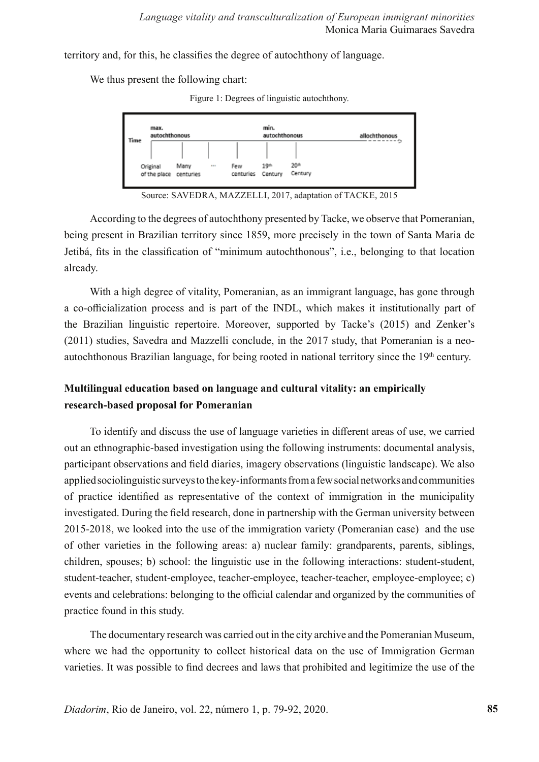territory and, for this, he classifies the degree of autochthony of language.

We thus present the following chart:

Figure 1: Degrees of linguistic autochthony.

Source: SAVEDRA, MAZZELLI, 2017, adaptation of TACKE, 2015

According to the degrees of autochthony presented by Tacke, we observe that Pomeranian, being present in Brazilian territory since 1859, more precisely in the town of Santa Maria de Jetibá, fits in the classification of "minimum autochthonous", i.e., belonging to that location already.

With a high degree of vitality, Pomeranian, as an immigrant language, has gone through a co-officialization process and is part of the INDL, which makes it institutionally part of the Brazilian linguistic repertoire. Moreover, supported by Tacke's (2015) and Zenker's (2011) studies, Savedra and Mazzelli conclude, in the 2017 study, that Pomeranian is a neo-autochthonous Brazilian language, for being rooted in national territory since the 19th century.

## Multilingual education based on language and cultural vitality: an empirically research-based proposal for Pomeranian

To identify and discuss the use of language varieties in different areas of use, we carried out an ethnographic-based investigation using the following instruments: documental analysis, participant observations and field diaries, imagery observations (linguistic landscape). We also applied sociolinguistic surveys to the key-informants from a few social networks and communities of practice identified as representative of the context of immigration in the municipality investigated. During the field research, done in partnership with the German university between 2015-2018, we looked into the use of the immigration variety (Pomeranian case) and the use of other varieties in the following areas: a) nuclear family: grandparents, parents, siblings, children, spouses; b) school: the linguistic use in the following interactions: student-student, student-teacher, student-employee, teacher-employee, teacher-teacher, employee-employee; c) events and celebrations: belonging to the official calendar and organized by the communities of practice found in this study.

The documentary research was carried out in the city archive and the Pomeranian Museum, where we had the opportunity to collect historical data on the use of Immigration German varieties. It was possible to find decrees and laws that prohibited and legitimize the use of the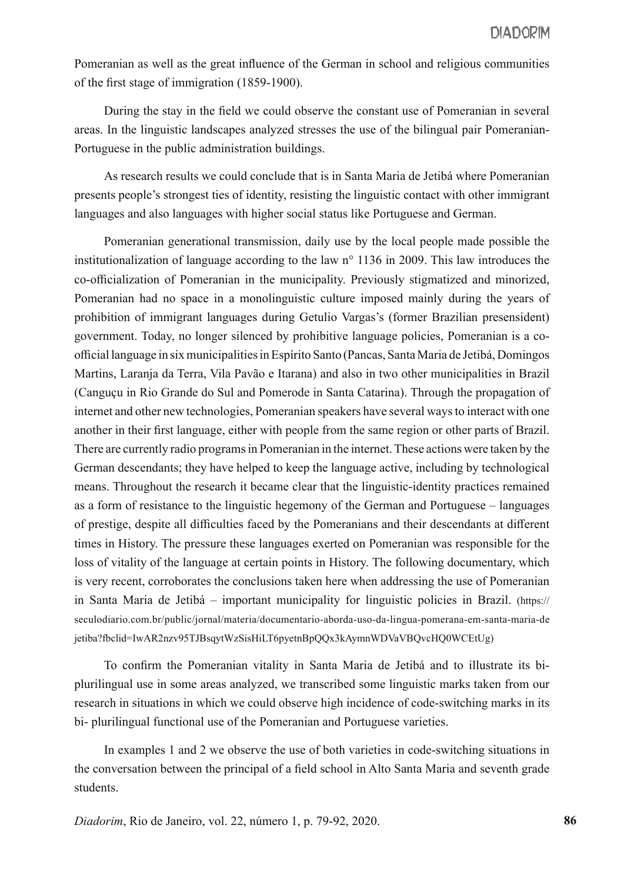Pomeranian as well as the great influence of the German in school and religious communities of the first stage of immigration (1859-1900).

During the stay in the field we could observe the constant use of Pomeranian in several areas. In the linguistic landscapes analyzed stresses the use of the bilingual pair Pomeranian-Portuguese in the public administration buildings.

As research results we could conclude that is in Santa Maria de Jetibá where Pomeranian presents people's strongest ties of identity, resisting the linguistic contact with other immigrant languages and also languages with higher social status like Portuguese and German.

Pomeranian generational transmission, daily use by the local people made possible the institutionalization of language according to the law n° 1136 in 2009. This law introduces the co-officialization of Pomeranian in the municipality. Previously stigmatized and minorized, Pomeranian had no space in a monolinguistic culture imposed mainly during the years of prohibition of immigrant languages during Getulio Vargas's (former Brazilian presensident) government. Today, no longer silenced by prohibitive language policies, Pomeranian is a co-official language in six municipalities in Espírito Santo (Pancas, Santa Maria de Jetibá, Domingos Martins, Laranja da Terra, Vila Pavão e Itarana) and also in two other municipalities in Brazil (Canguçu in Rio Grande do Sul and Pomerode in Santa Catarina). Through the propagation of internet and other new technologies, Pomeranian speakers have several ways to interact with one another in their first language, either with people from the same region or other parts of Brazil. There are currently radio programs in Pomeranian in the internet. These actions were taken by the German descendants; they have helped to keep the language active, including by technological means. Throughout the research it became clear that the linguistic-identity practices remained as a form of resistance to the linguistic hegemony of the German and Portuguese – languages of prestige, despite all difficulties faced by the Pomeranians and their descendants at different times in History. The pressure these languages exerted on Pomeranian was responsible for the loss of vitality of the language at certain points in History. The following documentary, which is very recent, corroborates the conclusions taken here when addressing the use of Pomeranian in Santa Maria de Jetibá – important municipality for linguistic policies in Brazil. (https://seculodiario.com.br/public/jornal/materia/documentario-aborda-uso-da-lingua-pomerana-em-santa-maria-de jetiba?fbclid=IwAR2nzv95TJBsqytWzSisHiLT6pyetnBpQQx3kAymnWDVaVBQvcHQ0WCEtUg)

To confirm the Pomeranian vitality in Santa Maria de Jetibá and to illustrate its bi-plurilingual use in some areas analyzed, we transcribed some linguistic marks taken from our research in situations in which we could observe high incidence of code-switching marks in its bi- plurilingual functional use of the Pomeranian and Portuguese varieties.

In examples 1 and 2 we observe the use of both varieties in code-switching situations in the conversation between the principal of a field school in Alto Santa Maria and seventh grade students.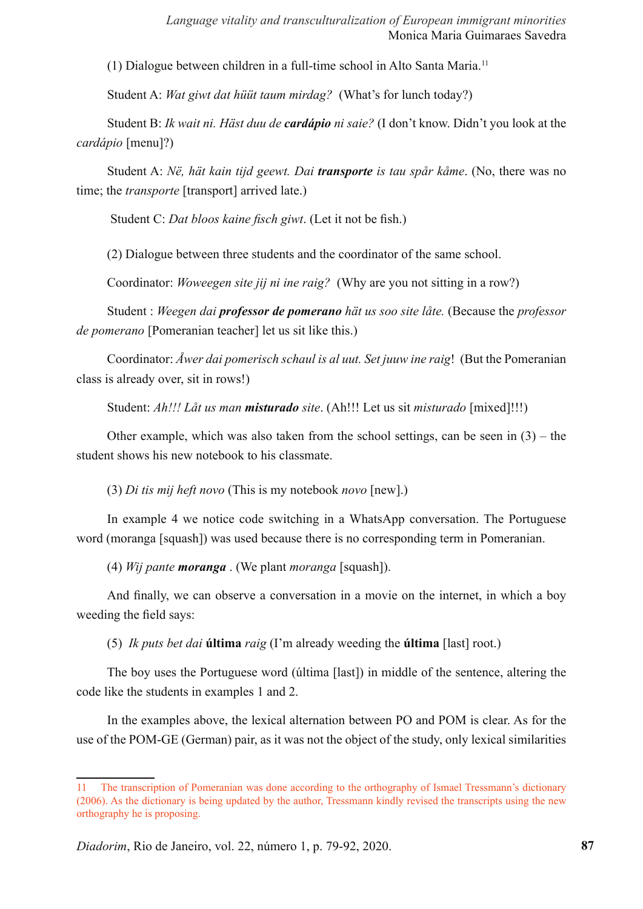(1) Dialogue between children in a full-time school in Alto Santa Maria.[11]

Student A: *Wat giwt dat hüüt taum mirdag?* (What's for lunch today?)

Student B: *Ik wait ni. Häst duu de* ***cardápio*** *ni saie?* (I don't know. Didn't you look at the *cardápio* [menu]?)

Student A: *Në, hät kain tijd geewt. Dai* ***transporte*** *is tau spår kåme*. (No, there was no time; the *transporte* [transport] arrived late.)

Student C: *Dat bloos kaine fisch giwt*. (Let it not be fish.)

(2) Dialogue between three students and the coordinator of the same school.

Coordinator: *Woweegen site jij ni ine raig?* (Why are you not sitting in a row?)

Student : *Weegen dai* ***professor de pomerano*** *hät us soo site låte.* (Because the *professor de pomerano* [Pomeranian teacher] let us sit like this.)

Coordinator: *Åwer dai pomerisch schaul is al uut. Set juuw ine raig*! (But the Pomeranian class is already over, sit in rows!)

Student: *Ah!!! Låt us man* ***misturado*** *site*. (Ah!!! Let us sit *misturado* [mixed]!!!)

Other example, which was also taken from the school settings, can be seen in (3) – the student shows his new notebook to his classmate.

(3) *Di tis mij heft novo* (This is my notebook *novo* [new].)

In example 4 we notice code switching in a WhatsApp conversation. The Portuguese word (moranga [squash]) was used because there is no corresponding term in Pomeranian.

(4) *Wij pante* ***moranga*** . (We plant *moranga* [squash]).

And finally, we can observe a conversation in a movie on the internet, in which a boy weeding the field says:

(5) *Ik puts bet dai* **última** *raig* (I'm already weeding the **última** [last] root.)

The boy uses the Portuguese word (última [last]) in middle of the sentence, altering the code like the students in examples 1 and 2.

In the examples above, the lexical alternation between PO and POM is clear. As for the use of the POM-GE (German) pair, as it was not the object of the study, only lexical similarities

---

[11] The transcription of Pomeranian was done according to the orthography of Ismael Tressmann's dictionary (2006). As the dictionary is being updated by the author, Tressmann kindly revised the transcripts using the new orthography he is proposing.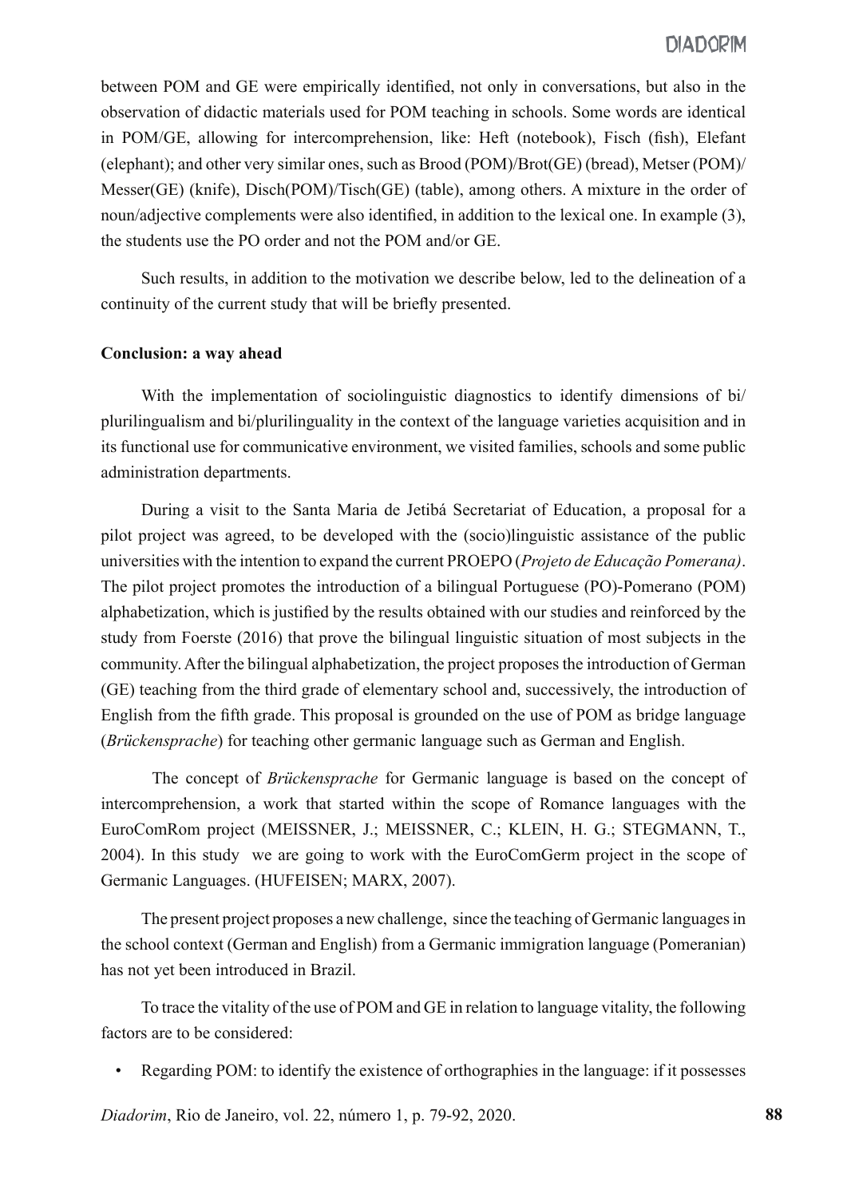between POM and GE were empirically identified, not only in conversations, but also in the observation of didactic materials used for POM teaching in schools. Some words are identical in POM/GE, allowing for intercomprehension, like: Heft (notebook), Fisch (fish), Elefant (elephant); and other very similar ones, such as Brood (POM)/Brot(GE) (bread), Metser (POM)/ Messer(GE) (knife), Disch(POM)/Tisch(GE) (table), among others. A mixture in the order of noun/adjective complements were also identified, in addition to the lexical one. In example (3), the students use the PO order and not the POM and/or GE.

Such results, in addition to the motivation we describe below, led to the delineation of a continuity of the current study that will be briefly presented.

**Conclusion: a way ahead**

With the implementation of sociolinguistic diagnostics to identify dimensions of bi/plurilingualism and bi/plurilinguality in the context of the language varieties acquisition and in its functional use for communicative environment, we visited families, schools and some public administration departments.

During a visit to the Santa Maria de Jetibá Secretariat of Education, a proposal for a pilot project was agreed, to be developed with the (socio)linguistic assistance of the public universities with the intention to expand the current PROEPO (*Projeto de Educação Pomerana)*. The pilot project promotes the introduction of a bilingual Portuguese (PO)-Pomerano (POM) alphabetization, which is justified by the results obtained with our studies and reinforced by the study from Foerste (2016) that prove the bilingual linguistic situation of most subjects in the community. After the bilingual alphabetization, the project proposes the introduction of German (GE) teaching from the third grade of elementary school and, successively, the introduction of English from the fifth grade. This proposal is grounded on the use of POM as bridge language (*Brückensprache*) for teaching other germanic language such as German and English.

The concept of *Brückensprache* for Germanic language is based on the concept of intercomprehension, a work that started within the scope of Romance languages with the EuroComRom project (MEISSNER, J.; MEISSNER, C.; KLEIN, H. G.; STEGMANN, T., 2004). In this study we are going to work with the EuroComGerm project in the scope of Germanic Languages. (HUFEISEN; MARX, 2007).

The present project proposes a new challenge, since the teaching of Germanic languages in the school context (German and English) from a Germanic immigration language (Pomeranian) has not yet been introduced in Brazil.

To trace the vitality of the use of POM and GE in relation to language vitality, the following factors are to be considered:

- Regarding POM: to identify the existence of orthographies in the language: if it possesses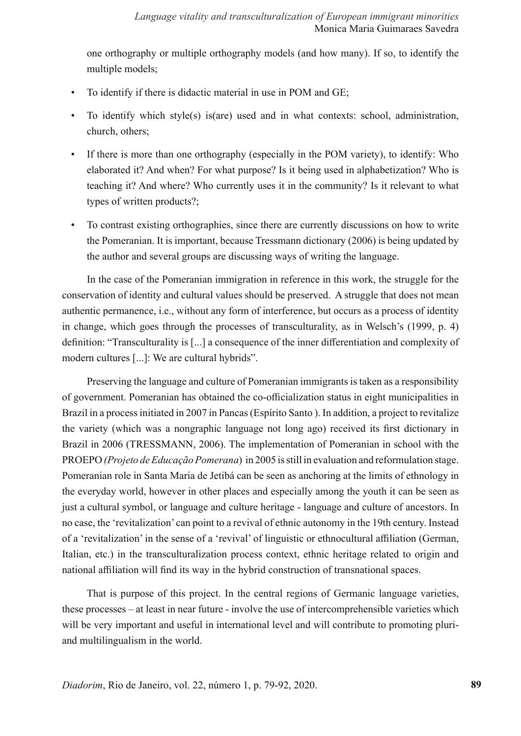one orthography or multiple orthography models (and how many). If so, to identify the multiple models;

- To identify if there is didactic material in use in POM and GE;
- To identify which style(s) is(are) used and in what contexts: school, administration, church, others;
- If there is more than one orthography (especially in the POM variety), to identify: Who elaborated it? And when? For what purpose? Is it being used in alphabetization? Who is teaching it? And where? Who currently uses it in the community? Is it relevant to what types of written products?;
- To contrast existing orthographies, since there are currently discussions on how to write the Pomeranian. It is important, because Tressmann dictionary (2006) is being updated by the author and several groups are discussing ways of writing the language.

In the case of the Pomeranian immigration in reference in this work, the struggle for the conservation of identity and cultural values should be preserved. A struggle that does not mean authentic permanence, i.e., without any form of interference, but occurs as a process of identity in change, which goes through the processes of transculturality, as in Welsch's (1999, p. 4) definition: "Transculturality is [...] a consequence of the inner differentiation and complexity of modern cultures [...]: We are cultural hybrids".

Preserving the language and culture of Pomeranian immigrants is taken as a responsibility of government. Pomeranian has obtained the co-officialization status in eight municipalities in Brazil in a process initiated in 2007 in Pancas (Espírito Santo ). In addition, a project to revitalize the variety (which was a nongraphic language not long ago) received its first dictionary in Brazil in 2006 (TRESSMANN, 2006). The implementation of Pomeranian in school with the PROEPO *(Projeto de Educação Pomerana*) in 2005 is still in evaluation and reformulation stage. Pomeranian role in Santa Maria de Jetibá can be seen as anchoring at the limits of ethnology in the everyday world, however in other places and especially among the youth it can be seen as just a cultural symbol, or language and culture heritage - language and culture of ancestors. In no case, the 'revitalization' can point to a revival of ethnic autonomy in the 19th century. Instead of a 'revitalization' in the sense of a 'revival' of linguistic or ethnocultural affiliation (German, Italian, etc.) in the transculturalization process context, ethnic heritage related to origin and national affiliation will find its way in the hybrid construction of transnational spaces.

That is purpose of this project. In the central regions of Germanic language varieties, these processes – at least in near future - involve the use of intercomprehensible varieties which will be very important and useful in international level and will contribute to promoting pluri- and multilingualism in the world.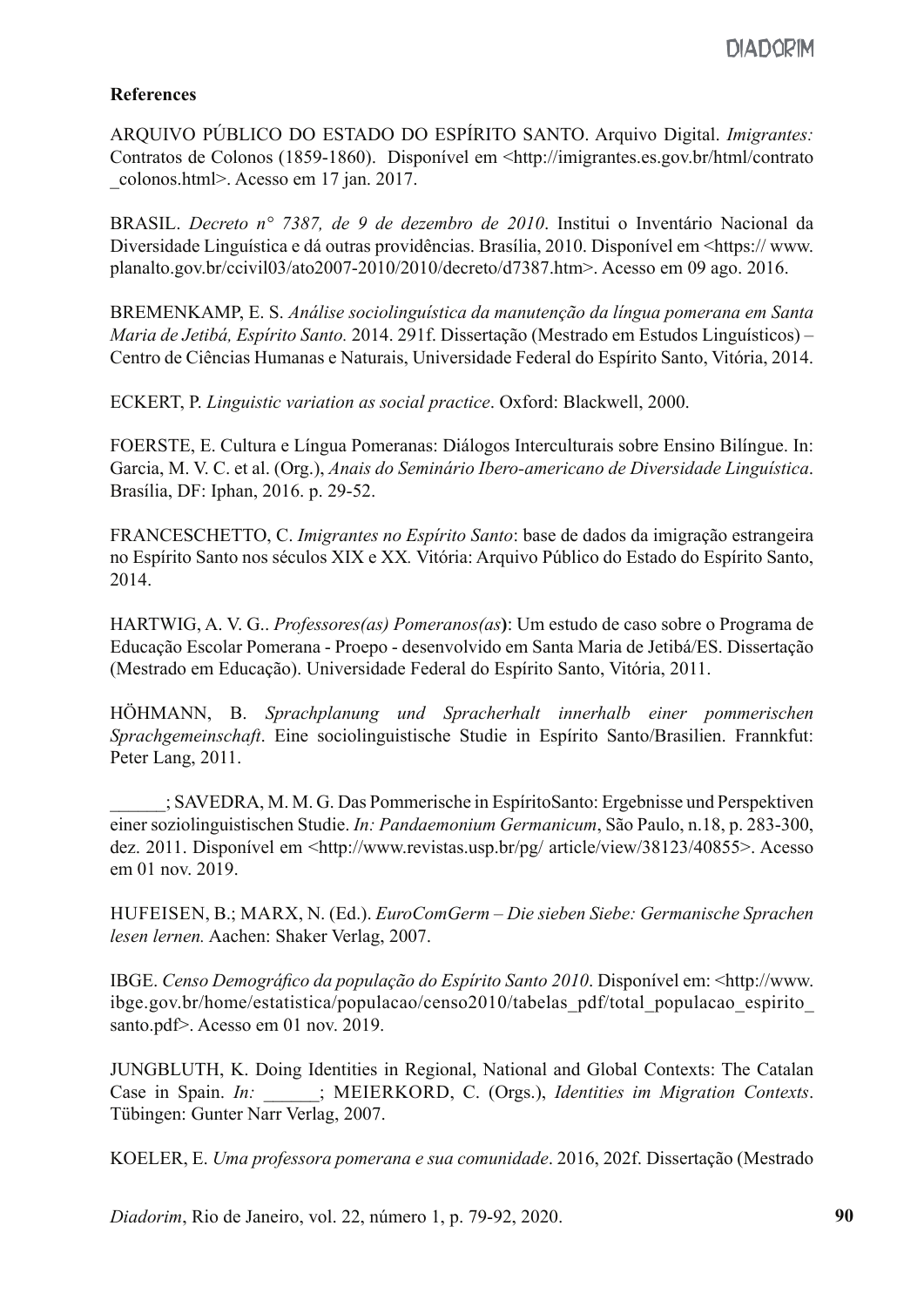**References**

ARQUIVO PÚBLICO DO ESTADO DO ESPÍRITO SANTO. Arquivo Digital. *Imigrantes:* Contratos de Colonos (1859-1860). Disponível em <http://imigrantes.es.gov.br/html/contrato_colonos.html>. Acesso em 17 jan. 2017.

BRASIL. *Decreto n° 7387, de 9 de dezembro de 2010*. Institui o Inventário Nacional da Diversidade Linguística e dá outras providências. Brasília, 2010. Disponível em <https:// www.planalto.gov.br/ccivil03/ato2007-2010/2010/decreto/d7387.htm>. Acesso em 09 ago. 2016.

BREMENKAMP, E. S. *Análise sociolinguística da manutenção da língua pomerana em Santa Maria de Jetibá, Espírito Santo.* 2014. 291f. Dissertação (Mestrado em Estudos Linguísticos) – Centro de Ciências Humanas e Naturais, Universidade Federal do Espírito Santo, Vitória, 2014.

ECKERT, P. *Linguistic variation as social practice*. Oxford: Blackwell, 2000.

FOERSTE, E. Cultura e Língua Pomeranas: Diálogos Interculturais sobre Ensino Bilíngue. In: Garcia, M. V. C. et al. (Org.), *Anais do Seminário Ibero-americano de Diversidade Linguística*. Brasília, DF: Iphan, 2016. p. 29-52.

FRANCESCHETTO, C. *Imigrantes no Espírito Santo*: base de dados da imigração estrangeira no Espírito Santo nos séculos XIX e XX*.* Vitória: Arquivo Público do Estado do Espírito Santo, 2014.

HARTWIG, A. V. G.. *Professores(as) Pomeranos(as***)**: Um estudo de caso sobre o Programa de Educação Escolar Pomerana - Proepo - desenvolvido em Santa Maria de Jetibá/ES. Dissertação (Mestrado em Educação). Universidade Federal do Espírito Santo, Vitória, 2011.

HÖHMANN, B. *Sprachplanung und Spracherhalt innerhalb einer pommerischen Sprachgemeinschaft*. Eine soziolinguistische Studie in Espírito Santo/Brasilien. Frannkfut: Peter Lang, 2011.

______; SAVEDRA, M. M. G. Das Pommerische in EspíritoSanto: Ergebnisse und Perspektiven einer soziolinguistischen Studie. *In: Pandaemonium Germanicum*, São Paulo, n.18, p. 283-300, dez. 2011. Disponível em <http://www.revistas.usp.br/pg/ article/view/38123/40855>. Acesso em 01 nov. 2019.

HUFEISEN, B.; MARX, N. (Ed.). *EuroComGerm – Die sieben Siebe: Germanische Sprachen lesen lernen.* Aachen: Shaker Verlag, 2007.

IBGE. *Censo Demográfico da população do Espírito Santo 2010*. Disponível em: <http://www.ibge.gov.br/home/estatistica/populacao/censo2010/tabelas_pdf/total_populacao_espirito_santo.pdf>. Acesso em 01 nov. 2019.

JUNGBLUTH, K. Doing Identities in Regional, National and Global Contexts: The Catalan Case in Spain. *In:* ______; MEIERKORD, C. (Orgs.), *Identities im Migration Contexts*. Tübingen: Gunter Narr Verlag, 2007.

KOELER, E. *Uma professora pomerana e sua comunidade*. 2016, 202f. Dissertação (Mestrado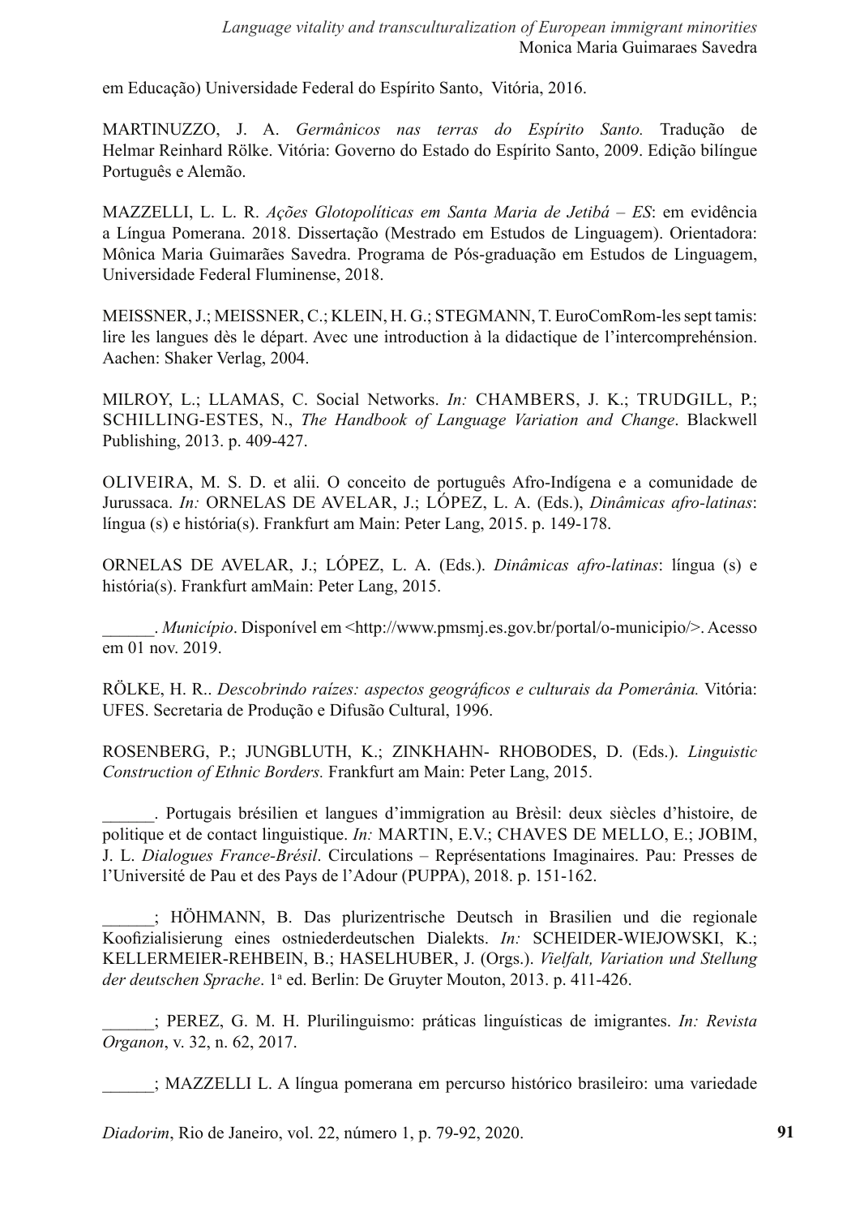em Educação) Universidade Federal do Espírito Santo, Vitória, 2016.

MARTINUZZO, J. A. *Germânicos nas terras do Espírito Santo.* Tradução de Helmar Reinhard Rölke. Vitória: Governo do Estado do Espírito Santo, 2009. Edição bilíngue Português e Alemão.

MAZZELLI, L. L. R. *Ações Glotopolíticas em Santa Maria de Jetibá – ES*: em evidência a Língua Pomerana. 2018. Dissertação (Mestrado em Estudos de Linguagem). Orientadora: Mônica Maria Guimarães Savedra. Programa de Pós-graduação em Estudos de Linguagem, Universidade Federal Fluminense, 2018.

MEISSNER, J.; MEISSNER, C.; KLEIN, H. G.; STEGMANN, T. EuroComRom-les sept tamis: lire les langues dès le départ. Avec une introduction à la didactique de l'intercomprehénsion. Aachen: Shaker Verlag, 2004.

MILROY, L.; LLAMAS, C. Social Networks. *In:* CHAMBERS, J. K.; TRUDGILL, P.; SCHILLING-ESTES, N., *The Handbook of Language Variation and Change*. Blackwell Publishing, 2013. p. 409-427.

OLIVEIRA, M. S. D. et alii. O conceito de português Afro-Indígena e a comunidade de Jurussaca. *In:* ORNELAS DE AVELAR, J.; LÓPEZ, L. A. (Eds.), *Dinâmicas afro-latinas*: língua (s) e história(s). Frankfurt am Main: Peter Lang, 2015. p. 149-178.

ORNELAS DE AVELAR, J.; LÓPEZ, L. A. (Eds.). *Dinâmicas afro-latinas*: língua (s) e história(s). Frankfurt amMain: Peter Lang, 2015.

______. *Município*. Disponível em <http://www.pmsmj.es.gov.br/portal/o-municipio/>. Acesso em 01 nov. 2019.

RÖLKE, H. R.. *Descobrindo raízes: aspectos geográficos e culturais da Pomerânia.* Vitória: UFES. Secretaria de Produção e Difusão Cultural, 1996.

ROSENBERG, P.; JUNGBLUTH, K.; ZINKHAHN- RHOBODES, D. (Eds.). *Linguistic Construction of Ethnic Borders.* Frankfurt am Main: Peter Lang, 2015.

______. Portugais brésilien et langues d'immigration au Brèsil: deux siècles d'histoire, de politique et de contact linguistique. *In:* MARTIN, E.V.; CHAVES DE MELLO, E.; JOBIM, J. L. *Dialogues France-Brésil*. Circulations – Représentations Imaginaires. Pau: Presses de l'Université de Pau et des Pays de l'Adour (PUPPA), 2018. p. 151-162.

______; HÖHMANN, B. Das plurizentrische Deutsch in Brasilien und die regionale Koofizialisierung eines ostniederdeutschen Dialekts. *In:* SCHEIDER-WIEJOWSKI, K.; KELLERMEIER-REHBEIN, B.; HASELHUBER, J. (Orgs.). *Vielfalt, Variation und Stellung der deutschen Sprache*. 1ª ed. Berlin: De Gruyter Mouton, 2013. p. 411-426.

______; PEREZ, G. M. H. Plurilinguismo: práticas linguísticas de imigrantes. *In: Revista Organon*, v. 32, n. 62, 2017.

______; MAZZELLI L. A língua pomerana em percurso histórico brasileiro: uma variedade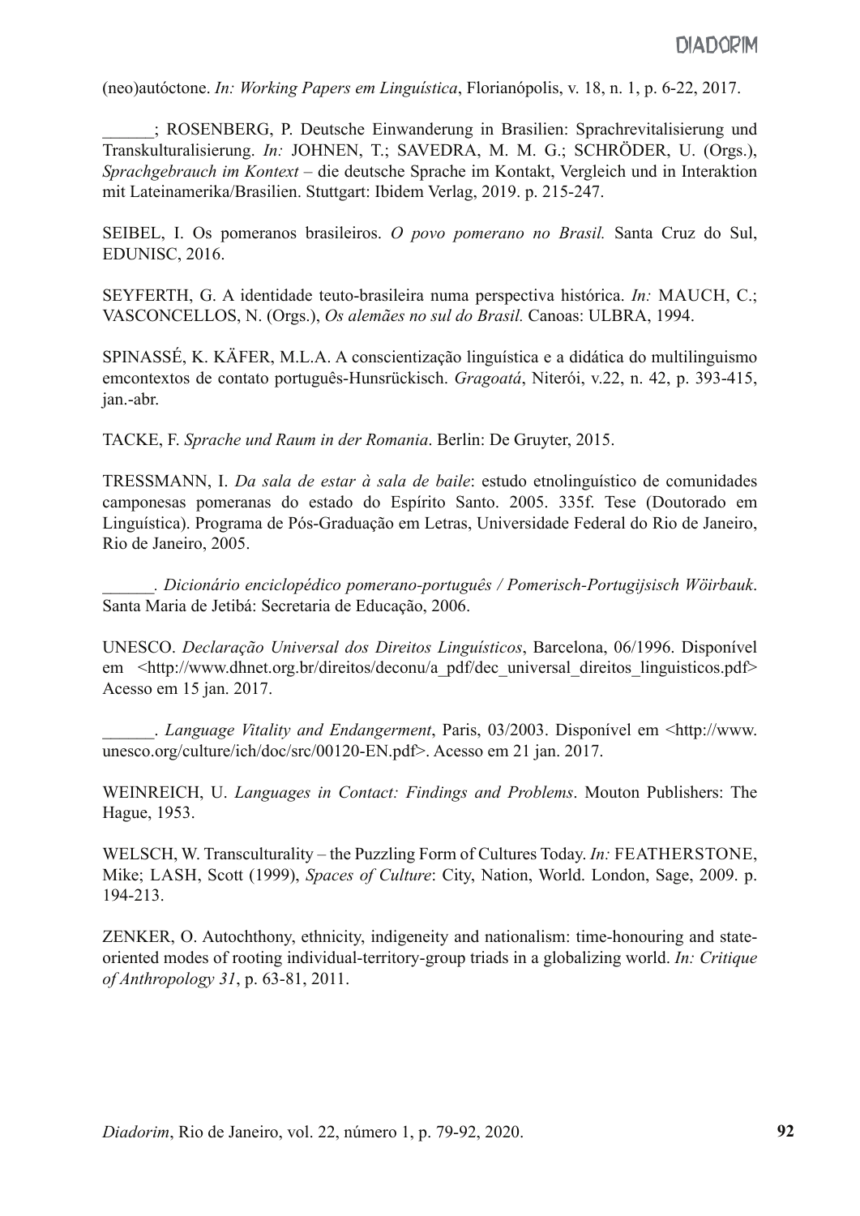(neo)autóctone. *In: Working Papers em Linguística*, Florianópolis, v. 18, n. 1, p. 6-22, 2017.

______; ROSENBERG, P. Deutsche Einwanderung in Brasilien: Sprachrevitalisierung und Transkulturalisierung. *In:* JOHNEN, T.; SAVEDRA, M. M. G.; SCHRÖDER, U. (Orgs.), *Sprachgebrauch im Kontext* – die deutsche Sprache im Kontakt, Vergleich und in Interaktion mit Lateinamerika/Brasilien. Stuttgart: Ibidem Verlag, 2019. p. 215-247.

SEIBEL, I. Os pomeranos brasileiros. *O povo pomerano no Brasil.* Santa Cruz do Sul, EDUNISC, 2016.

SEYFERTH, G. A identidade teuto-brasileira numa perspectiva histórica. *In:* MAUCH, C.; VASCONCELLOS, N. (Orgs.), *Os alemães no sul do Brasil*. Canoas: ULBRA, 1994.

SPINASSÉ, K. KÄFER, M.L.A. A conscientização linguística e a didática do multilinguismo emcontextos de contato português-Hunsrückisch. *Gragoatá*, Niterói, v.22, n. 42, p. 393-415, jan.-abr.

TACKE, F. *Sprache und Raum in der Romania*. Berlin: De Gruyter, 2015.

TRESSMANN, I. *Da sala de estar à sala de baile*: estudo etnolinguístico de comunidades camponesas pomeranas do estado do Espírito Santo. 2005. 335f. Tese (Doutorado em Linguística). Programa de Pós-Graduação em Letras, Universidade Federal do Rio de Janeiro, Rio de Janeiro, 2005.

______. *Dicionário enciclopédico pomerano-português / Pomerisch-Portugijsisch Wöirbauk*. Santa Maria de Jetibá: Secretaria de Educação, 2006.

UNESCO. *Declaração Universal dos Direitos Linguísticos*, Barcelona, 06/1996. Disponível em <http://www.dhnet.org.br/direitos/deconu/a_pdf/dec_universal_direitos_linguisticos.pdf> Acesso em 15 jan. 2017.

______. *Language Vitality and Endangerment*, Paris, 03/2003. Disponível em <http://www.unesco.org/culture/ich/doc/src/00120-EN.pdf>. Acesso em 21 jan. 2017.

WEINREICH, U. *Languages in Contact: Findings and Problems*. Mouton Publishers: The Hague, 1953.

WELSCH, W. Transculturality – the Puzzling Form of Cultures Today. *In:* FEATHERSTONE, Mike; LASH, Scott (1999), *Spaces of Culture*: City, Nation, World. London, Sage, 2009. p. 194-213.

ZENKER, O. Autochthony, ethnicity, indigeneity and nationalism: time-honouring and state-oriented modes of rooting individual-territory-group triads in a globalizing world. *In: Critique of Anthropology 31*, p. 63-81, 2011.